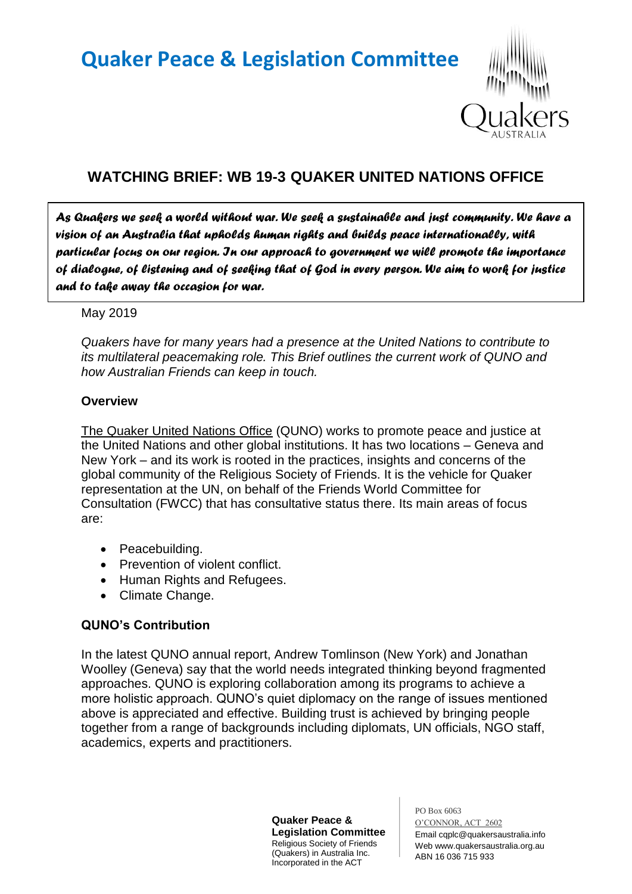# Quaker Peace & Legislation Committee

## WATCHING BRIEF: WB 19-3 QUAKER UNITED NATIONS OFFICE

***As Quakers we seek a world without war. We seek a sustainable and just community. We have a vision of an Australia that upholds human rights and builds peace internationally, with particular focus on our region. In our approach to government we will promote the importance of dialogue, of listening and of seeking that of God in every person. We aim to work for justice and to take away the occasion for war.***

May 2019

*Quakers have for many years had a presence at the United Nations to contribute to its multilateral peacemaking role. This Brief outlines the current work of QUNO and how Australian Friends can keep in touch.*

**Overview**

The Quaker United Nations Office (QUNO) works to promote peace and justice at the United Nations and other global institutions. It has two locations – Geneva and New York – and its work is rooted in the practices, insights and concerns of the global community of the Religious Society of Friends. It is the vehicle for Quaker representation at the UN, on behalf of the Friends World Committee for Consultation (FWCC) that has consultative status there. Its main areas of focus are:

- Peacebuilding.
- Prevention of violent conflict.
- Human Rights and Refugees.
- Climate Change.

**QUNO's Contribution**

In the latest QUNO annual report, Andrew Tomlinson (New York) and Jonathan Woolley (Geneva) say that the world needs integrated thinking beyond fragmented approaches. QUNO is exploring collaboration among its programs to achieve a more holistic approach. QUNO's quiet diplomacy on the range of issues mentioned above is appreciated and effective. Building trust is achieved by bringing people together from a range of backgrounds including diplomats, UN officials, NGO staff, academics, experts and practitioners.

**Quaker Peace & Legislation Committee**
Religious Society of Friends (Quakers) in Australia Inc.
Incorporated in the ACT

PO Box 6063
O'CONNOR, ACT 2602
Email cqplc@quakersaustralia.info
Web www.quakersaustralia.org.au
ABN 16 036 715 933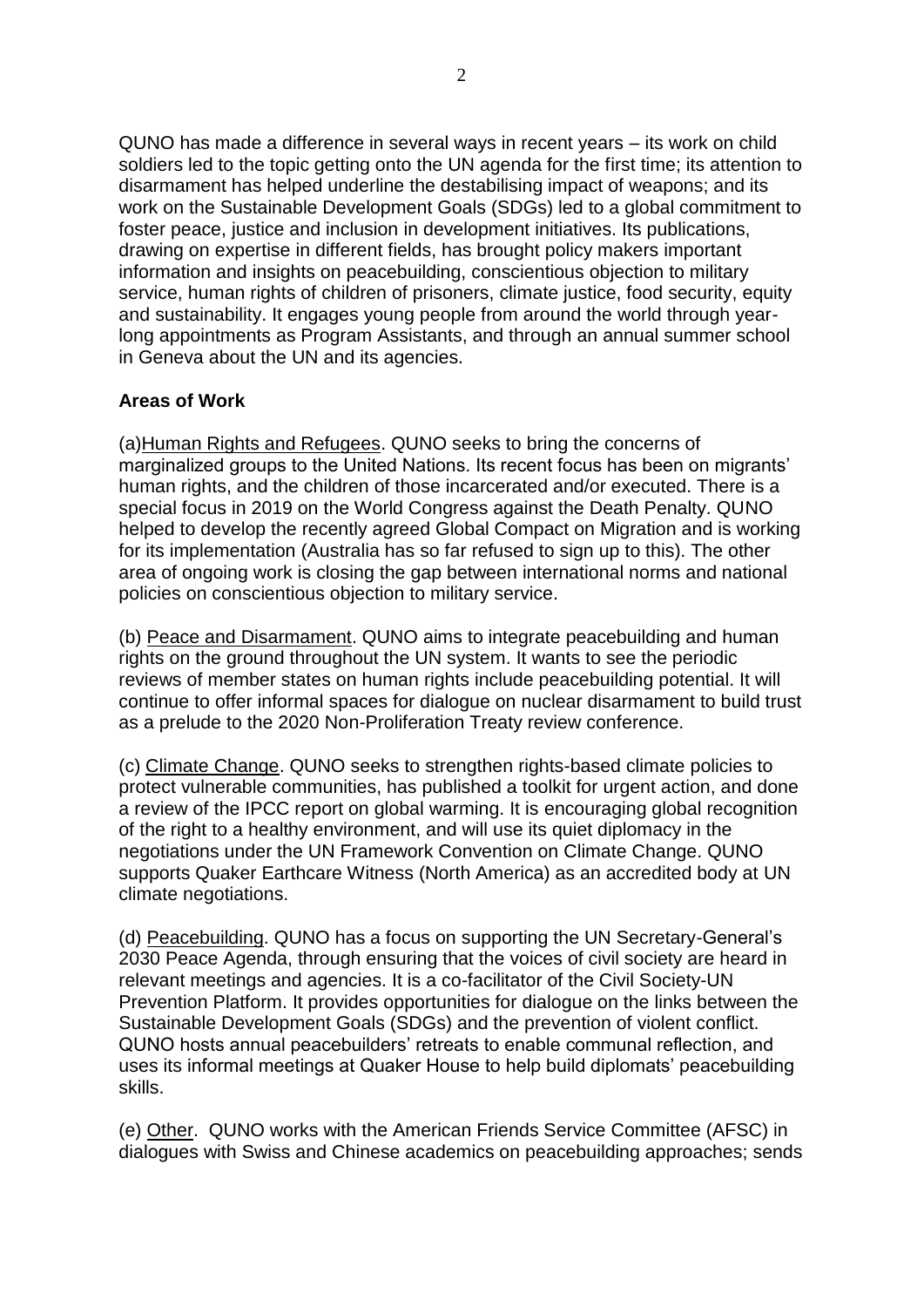QUNO has made a difference in several ways in recent years – its work on child soldiers led to the topic getting onto the UN agenda for the first time; its attention to disarmament has helped underline the destabilising impact of weapons; and its work on the Sustainable Development Goals (SDGs) led to a global commitment to foster peace, justice and inclusion in development initiatives. Its publications, drawing on expertise in different fields, has brought policy makers important information and insights on peacebuilding, conscientious objection to military service, human rights of children of prisoners, climate justice, food security, equity and sustainability. It engages young people from around the world through year-long appointments as Program Assistants, and through an annual summer school in Geneva about the UN and its agencies.

**Areas of Work**

(a) Human Rights and Refugees. QUNO seeks to bring the concerns of marginalized groups to the United Nations. Its recent focus has been on migrants' human rights, and the children of those incarcerated and/or executed. There is a special focus in 2019 on the World Congress against the Death Penalty. QUNO helped to develop the recently agreed Global Compact on Migration and is working for its implementation (Australia has so far refused to sign up to this). The other area of ongoing work is closing the gap between international norms and national policies on conscientious objection to military service.

(b) Peace and Disarmament. QUNO aims to integrate peacebuilding and human rights on the ground throughout the UN system. It wants to see the periodic reviews of member states on human rights include peacebuilding potential. It will continue to offer informal spaces for dialogue on nuclear disarmament to build trust as a prelude to the 2020 Non-Proliferation Treaty review conference.

(c) Climate Change. QUNO seeks to strengthen rights-based climate policies to protect vulnerable communities, has published a toolkit for urgent action, and done a review of the IPCC report on global warming. It is encouraging global recognition of the right to a healthy environment, and will use its quiet diplomacy in the negotiations under the UN Framework Convention on Climate Change. QUNO supports Quaker Earthcare Witness (North America) as an accredited body at UN climate negotiations.

(d) Peacebuilding. QUNO has a focus on supporting the UN Secretary-General's 2030 Peace Agenda, through ensuring that the voices of civil society are heard in relevant meetings and agencies. It is a co-facilitator of the Civil Society-UN Prevention Platform. It provides opportunities for dialogue on the links between the Sustainable Development Goals (SDGs) and the prevention of violent conflict. QUNO hosts annual peacebuilders' retreats to enable communal reflection, and uses its informal meetings at Quaker House to help build diplomats' peacebuilding skills.

(e) Other. QUNO works with the American Friends Service Committee (AFSC) in dialogues with Swiss and Chinese academics on peacebuilding approaches; sends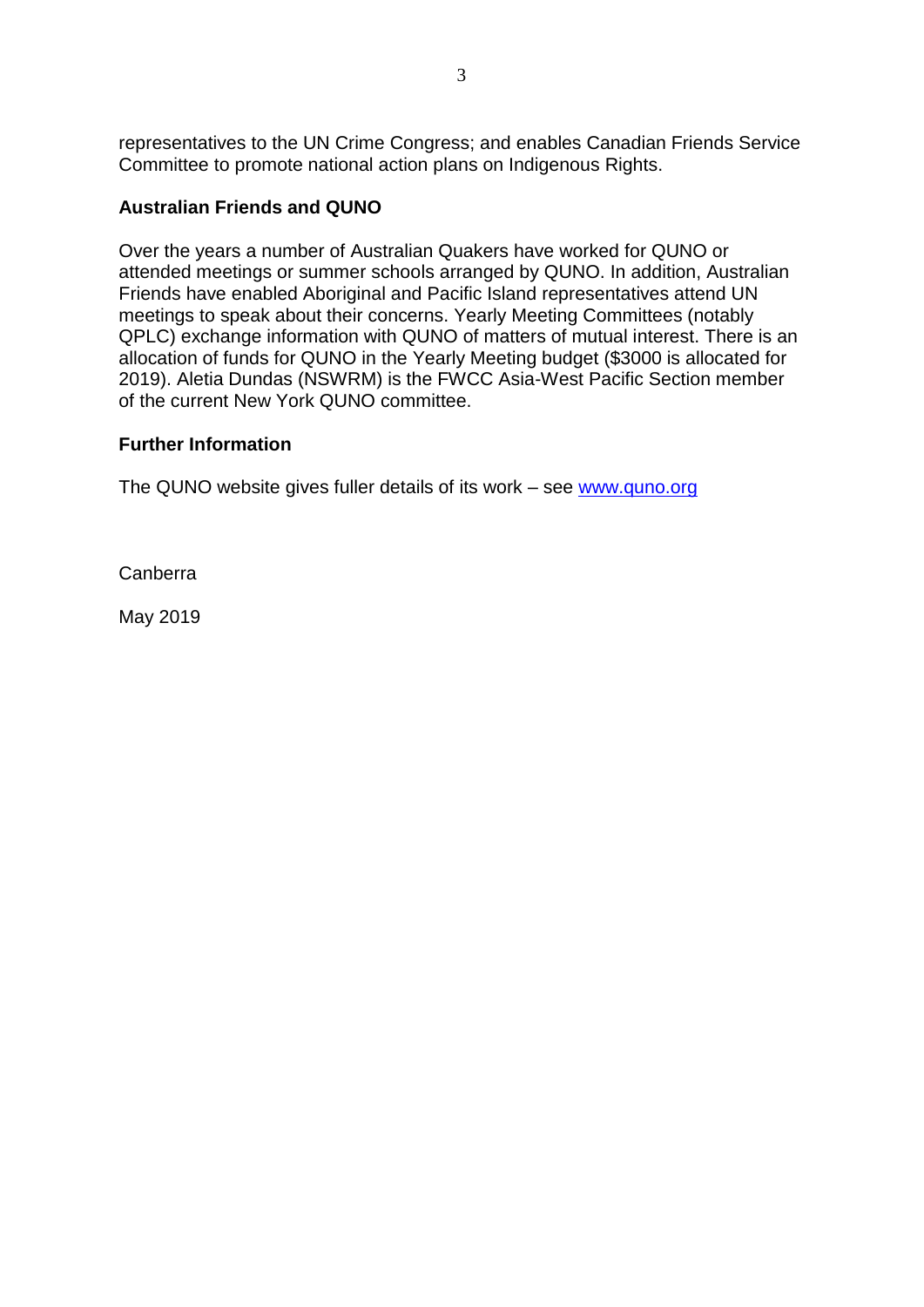representatives to the UN Crime Congress; and enables Canadian Friends Service Committee to promote national action plans on Indigenous Rights.

## Australian Friends and QUNO

Over the years a number of Australian Quakers have worked for QUNO or attended meetings or summer schools arranged by QUNO. In addition, Australian Friends have enabled Aboriginal and Pacific Island representatives attend UN meetings to speak about their concerns. Yearly Meeting Committees (notably QPLC) exchange information with QUNO of matters of mutual interest. There is an allocation of funds for QUNO in the Yearly Meeting budget ($3000 is allocated for 2019). Aletia Dundas (NSWRM) is the FWCC Asia-West Pacific Section member of the current New York QUNO committee.

## Further Information

The QUNO website gives fuller details of its work – see [www.quno.org](http://www.quno.org)

Canberra

May 2019